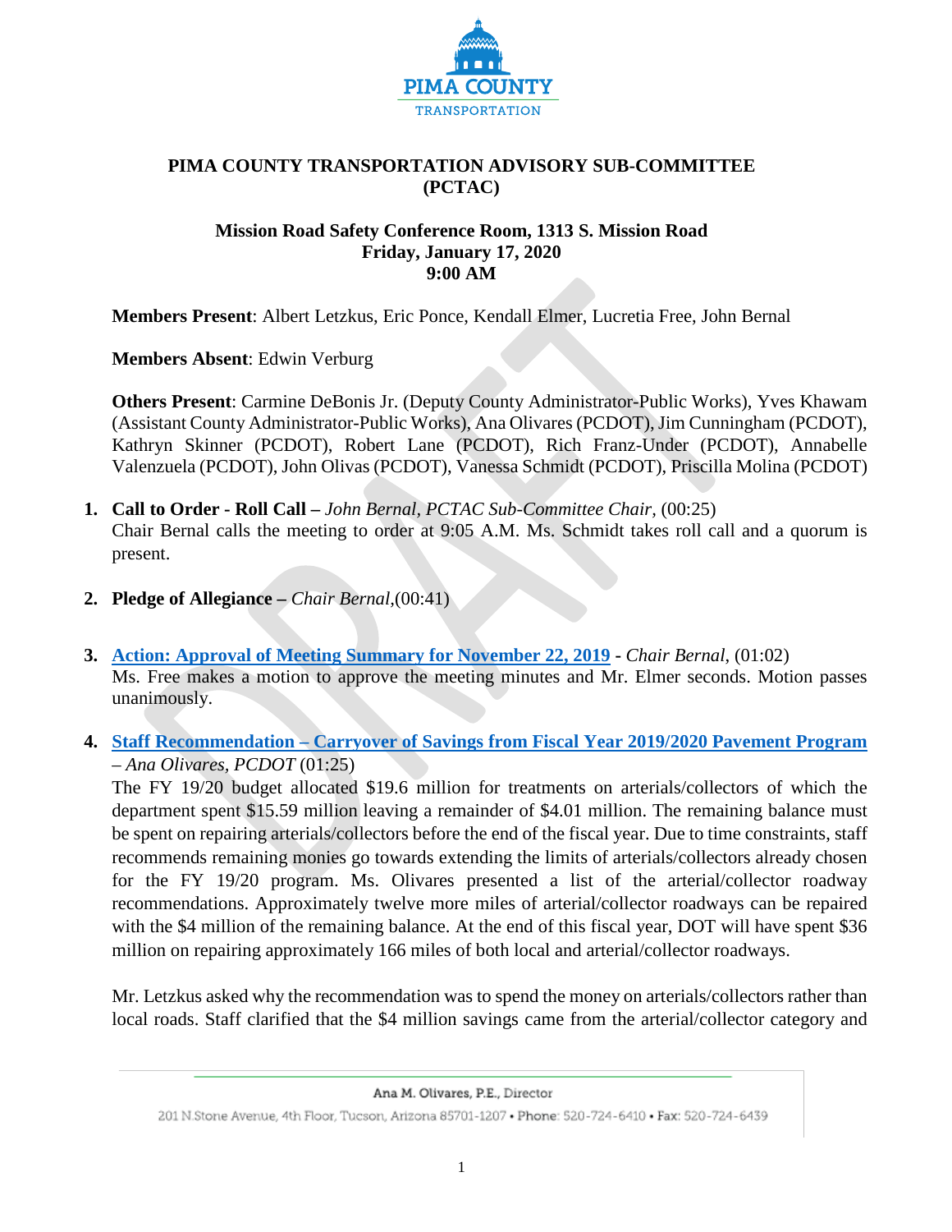# PIMA COUNTY TRANSPORTATION ADVISORY SUB-COMMITTEE (PCTAC)

**Mission Road Safety Conference Room, 1313 S. Mission Road**
**Friday, January 17, 2020**
**9:00 AM**

**Members Present**: Albert Letzkus, Eric Ponce, Kendall Elmer, Lucretia Free, John Bernal

**Members Absent**: Edwin Verburg

**Others Present**: Carmine DeBonis Jr. (Deputy County Administrator-Public Works), Yves Khawam (Assistant County Administrator-Public Works), Ana Olivares (PCDOT), Jim Cunningham (PCDOT), Kathryn Skinner (PCDOT), Robert Lane (PCDOT), Rich Franz-Under (PCDOT), Annabelle Valenzuela (PCDOT), John Olivas (PCDOT), Vanessa Schmidt (PCDOT), Priscilla Molina (PCDOT)

1. **Call to Order - Roll Call –** *John Bernal, PCTAC Sub-Committee Chair,* (00:25)
   Chair Bernal calls the meeting to order at 9:05 A.M. Ms. Schmidt takes roll call and a quorum is present.

2. **Pledge of Allegiance –** *Chair Bernal,*(00:41)

3. **Action: Approval of Meeting Summary for November 22, 2019** **-** *Chair Bernal*, (01:02)
   Ms. Free makes a motion to approve the meeting minutes and Mr. Elmer seconds. Motion passes unanimously.

4. **Staff Recommendation – Carryover of Savings from Fiscal Year 2019/2020 Pavement Program** – *Ana Olivares, PCDOT* (01:25)
   The FY 19/20 budget allocated $19.6 million for treatments on arterials/collectors of which the department spent $15.59 million leaving a remainder of $4.01 million. The remaining balance must be spent on repairing arterials/collectors before the end of the fiscal year. Due to time constraints, staff recommends remaining monies go towards extending the limits of arterials/collectors already chosen for the FY 19/20 program. Ms. Olivares presented a list of the arterial/collector roadway recommendations. Approximately twelve more miles of arterial/collector roadways can be repaired with the $4 million of the remaining balance. At the end of this fiscal year, DOT will have spent $36 million on repairing approximately 166 miles of both local and arterial/collector roadways.

   Mr. Letzkus asked why the recommendation was to spend the money on arterials/collectors rather than local roads. Staff clarified that the $4 million savings came from the arterial/collector category and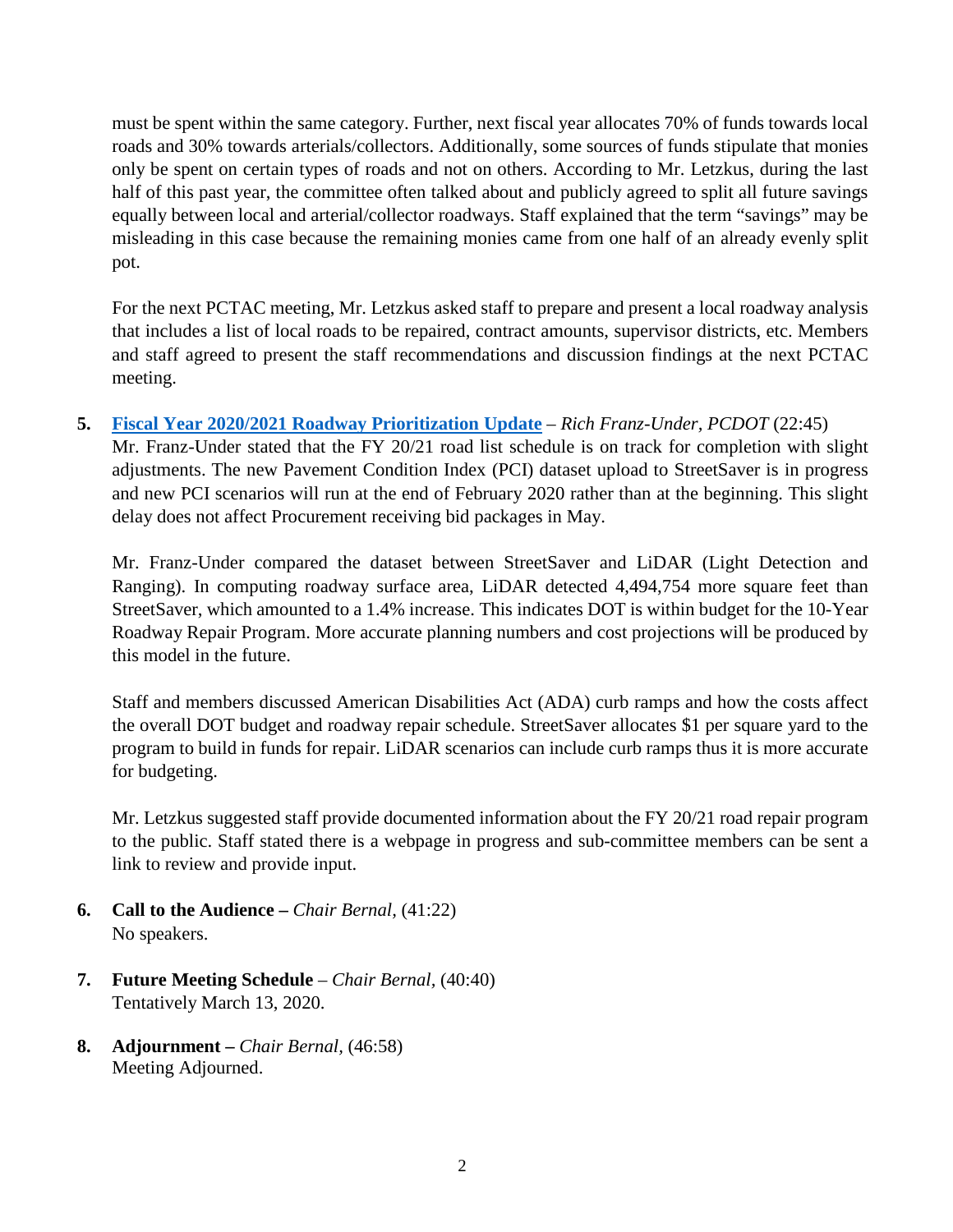must be spent within the same category. Further, next fiscal year allocates 70% of funds towards local roads and 30% towards arterials/collectors. Additionally, some sources of funds stipulate that monies only be spent on certain types of roads and not on others. According to Mr. Letzkus, during the last half of this past year, the committee often talked about and publicly agreed to split all future savings equally between local and arterial/collector roadways. Staff explained that the term "savings" may be misleading in this case because the remaining monies came from one half of an already evenly split pot.

For the next PCTAC meeting, Mr. Letzkus asked staff to prepare and present a local roadway analysis that includes a list of local roads to be repaired, contract amounts, supervisor districts, etc. Members and staff agreed to present the staff recommendations and discussion findings at the next PCTAC meeting.

5. **Fiscal Year 2020/2021 Roadway Prioritization Update** – *Rich Franz-Under, PCDOT* (22:45)
   Mr. Franz-Under stated that the FY 20/21 road list schedule is on track for completion with slight adjustments. The new Pavement Condition Index (PCI) dataset upload to StreetSaver is in progress and new PCI scenarios will run at the end of February 2020 rather than at the beginning. This slight delay does not affect Procurement receiving bid packages in May.

   Mr. Franz-Under compared the dataset between StreetSaver and LiDAR (Light Detection and Ranging). In computing roadway surface area, LiDAR detected 4,494,754 more square feet than StreetSaver, which amounted to a 1.4% increase. This indicates DOT is within budget for the 10-Year Roadway Repair Program. More accurate planning numbers and cost projections will be produced by this model in the future.

   Staff and members discussed American Disabilities Act (ADA) curb ramps and how the costs affect the overall DOT budget and roadway repair schedule. StreetSaver allocates $1 per square yard to the program to build in funds for repair. LiDAR scenarios can include curb ramps thus it is more accurate for budgeting.

   Mr. Letzkus suggested staff provide documented information about the FY 20/21 road repair program to the public. Staff stated there is a webpage in progress and sub-committee members can be sent a link to review and provide input.

6. **Call to the Audience –** *Chair Bernal,* (41:22)
   No speakers.

7. **Future Meeting Schedule** – *Chair Bernal,* (40:40)
   Tentatively March 13, 2020.

8. **Adjournment –** *Chair Bernal,* (46:58)
   Meeting Adjourned.